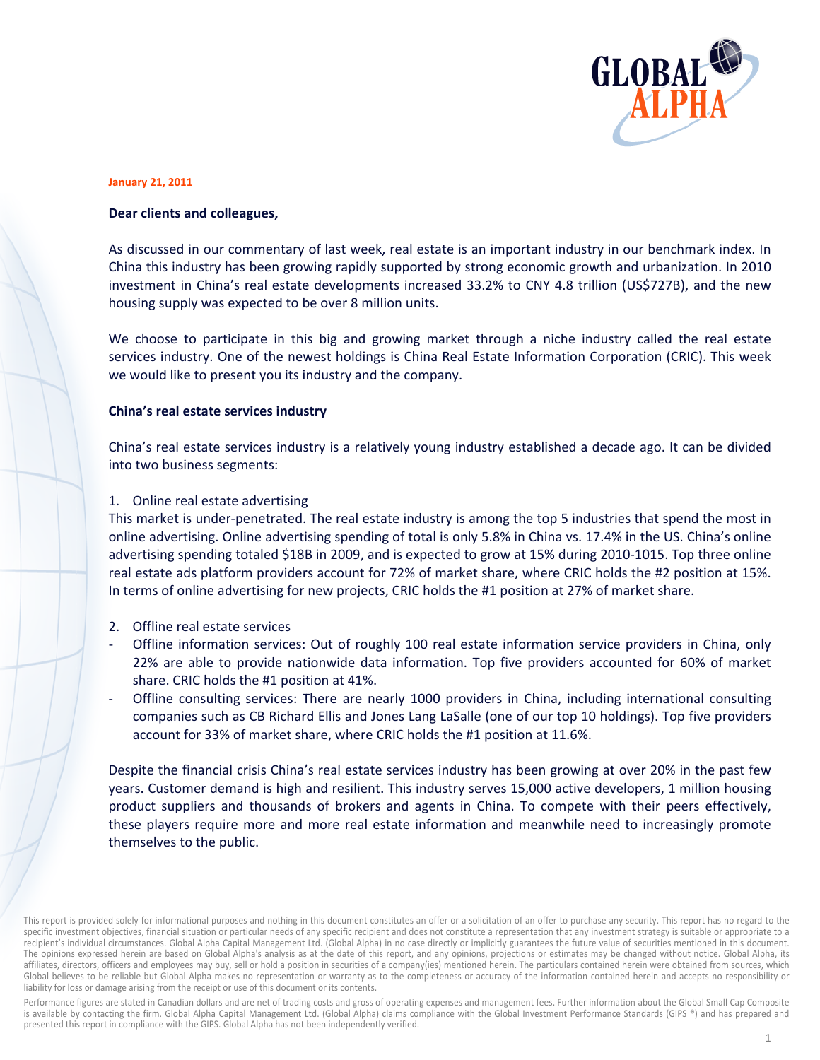**January 21, 2011**

**Dear clients and colleagues,**

As discussed in our commentary of last week, real estate is an important industry in our benchmark index. In China this industry has been growing rapidly supported by strong economic growth and urbanization. In 2010 investment in China's real estate developments increased 33.2% to CNY 4.8 trillion (US$727B), and the new housing supply was expected to be over 8 million units.

We choose to participate in this big and growing market through a niche industry called the real estate services industry. One of the newest holdings is China Real Estate Information Corporation (CRIC). This week we would like to present you its industry and the company.

**China's real estate services industry**

China's real estate services industry is a relatively young industry established a decade ago. It can be divided into two business segments:

1. Online real estate advertising

This market is under-penetrated. The real estate industry is among the top 5 industries that spend the most in online advertising. Online advertising spending of total is only 5.8% in China vs. 17.4% in the US. China's online advertising spending totaled $18B in 2009, and is expected to grow at 15% during 2010-1015. Top three online real estate ads platform providers account for 72% of market share, where CRIC holds the #2 position at 15%. In terms of online advertising for new projects, CRIC holds the #1 position at 27% of market share.

2. Offline real estate services

- Offline information services: Out of roughly 100 real estate information service providers in China, only 22% are able to provide nationwide data information. Top five providers accounted for 60% of market share. CRIC holds the #1 position at 41%.
- Offline consulting services: There are nearly 1000 providers in China, including international consulting companies such as CB Richard Ellis and Jones Lang LaSalle (one of our top 10 holdings). Top five providers account for 33% of market share, where CRIC holds the #1 position at 11.6%.

Despite the financial crisis China's real estate services industry has been growing at over 20% in the past few years. Customer demand is high and resilient. This industry serves 15,000 active developers, 1 million housing product suppliers and thousands of brokers and agents in China. To compete with their peers effectively, these players require more and more real estate information and meanwhile need to increasingly promote themselves to the public.

This report is provided solely for informational purposes and nothing in this document constitutes an offer or a solicitation of an offer to purchase any security. This report has no regard to the specific investment objectives, financial situation or particular needs of any specific recipient and does not constitute a representation that any investment strategy is suitable or appropriate to a recipient's individual circumstances. Global Alpha Capital Management Ltd. (Global Alpha) in no case directly or implicitly guarantees the future value of securities mentioned in this document. The opinions expressed herein are based on Global Alpha's analysis as at the date of this report, and any opinions, projections or estimates may be changed without notice. Global Alpha, its affiliates, directors, officers and employees may buy, sell or hold a position in securities of a company(ies) mentioned herein. The particulars contained herein were obtained from sources, which Global believes to be reliable but Global Alpha makes no representation or warranty as to the completeness or accuracy of the information contained herein and accepts no responsibility or liability for loss or damage arising from the receipt or use of this document or its contents.

Performance figures are stated in Canadian dollars and are net of trading costs and gross of operating expenses and management fees. Further information about the Global Small Cap Composite is available by contacting the firm. Global Alpha Capital Management Ltd. (Global Alpha) claims compliance with the Global Investment Performance Standards (GIPS ®) and has prepared and presented this report in compliance with the GIPS. Global Alpha has not been independently verified.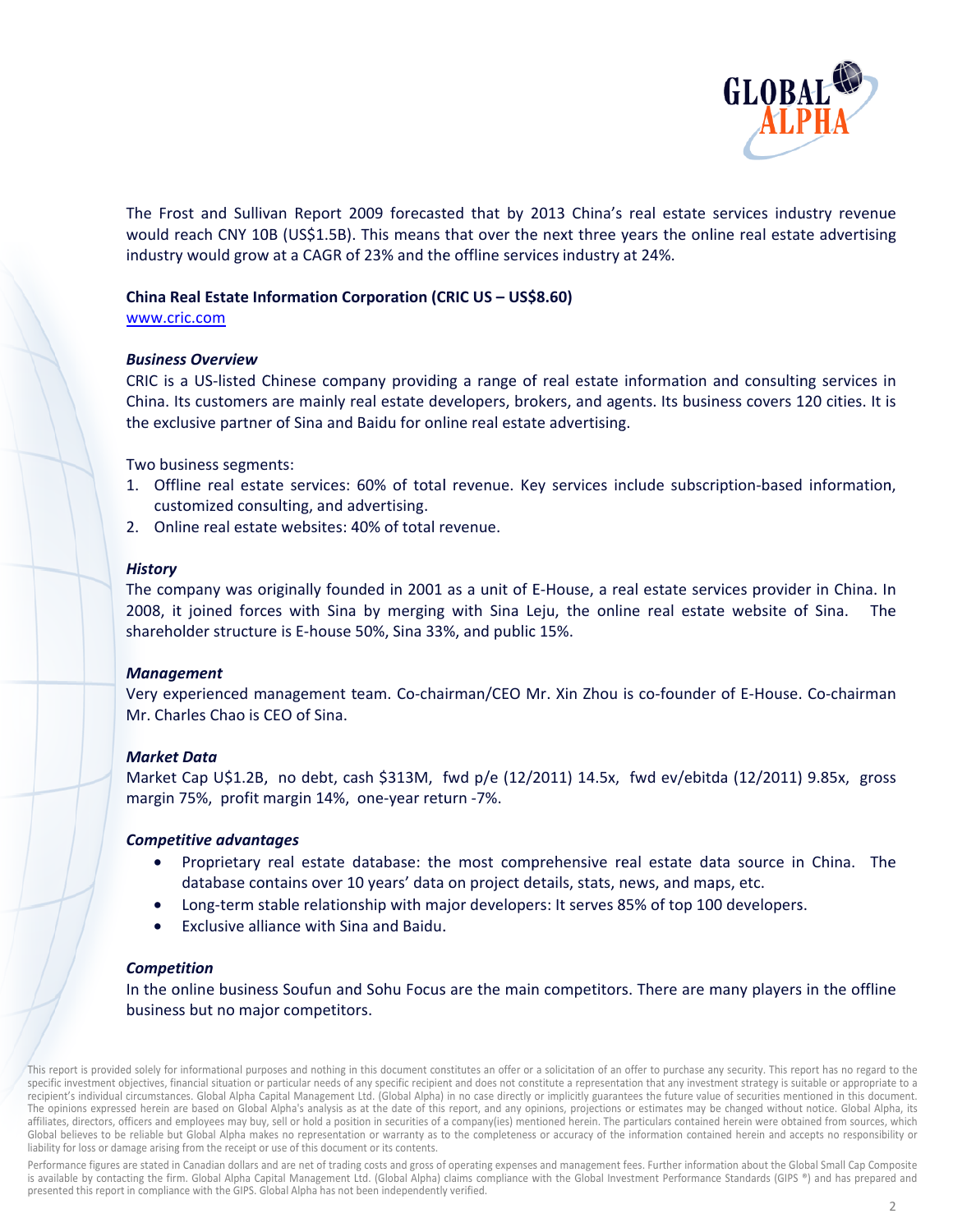The Frost and Sullivan Report 2009 forecasted that by 2013 China's real estate services industry revenue would reach CNY 10B (US$1.5B). This means that over the next three years the online real estate advertising industry would grow at a CAGR of 23% and the offline services industry at 24%.

**China Real Estate Information Corporation (CRIC US – US$8.60)**

www.cric.com

***Business Overview***

CRIC is a US-listed Chinese company providing a range of real estate information and consulting services in China. Its customers are mainly real estate developers, brokers, and agents. Its business covers 120 cities. It is the exclusive partner of Sina and Baidu for online real estate advertising.

Two business segments:

1. Offline real estate services: 60% of total revenue. Key services include subscription-based information, customized consulting, and advertising.
2. Online real estate websites: 40% of total revenue.

***History***

The company was originally founded in 2001 as a unit of E-House, a real estate services provider in China. In 2008, it joined forces with Sina by merging with Sina Leju, the online real estate website of Sina. The shareholder structure is E-house 50%, Sina 33%, and public 15%.

***Management***

Very experienced management team. Co-chairman/CEO Mr. Xin Zhou is co-founder of E-House. Co-chairman Mr. Charles Chao is CEO of Sina.

***Market Data***

Market Cap U$1.2B, no debt, cash $313M, fwd p/e (12/2011) 14.5x, fwd ev/ebitda (12/2011) 9.85x, gross margin 75%, profit margin 14%, one-year return -7%.

***Competitive advantages***

- Proprietary real estate database: the most comprehensive real estate data source in China. The database contains over 10 years' data on project details, stats, news, and maps, etc.
- Long-term stable relationship with major developers: It serves 85% of top 100 developers.
- Exclusive alliance with Sina and Baidu.

***Competition***

In the online business Soufun and Sohu Focus are the main competitors. There are many players in the offline business but no major competitors.

This report is provided solely for informational purposes and nothing in this document constitutes an offer or a solicitation of an offer to purchase any security. This report has no regard to the specific investment objectives, financial situation or particular needs of any specific recipient and does not constitute a representation that any investment strategy is suitable or appropriate to a recipient's individual circumstances. Global Alpha Capital Management Ltd. (Global Alpha) in no case directly or implicitly guarantees the future value of securities mentioned in this document. The opinions expressed herein are based on Global Alpha's analysis as at the date of this report, and any opinions, projections or estimates may be changed without notice. Global Alpha, its affiliates, directors, officers and employees may buy, sell or hold a position in securities of a company(ies) mentioned herein. The particulars contained herein were obtained from sources, which Global believes to be reliable but Global Alpha makes no representation or warranty as to the completeness or accuracy of the information contained herein and accepts no responsibility or liability for loss or damage arising from the receipt or use of this document or its contents.

Performance figures are stated in Canadian dollars and are net of trading costs and gross of operating expenses and management fees. Further information about the Global Small Cap Composite is available by contacting the firm. Global Alpha Capital Management Ltd. (Global Alpha) claims compliance with the Global Investment Performance Standards (GIPS ®) and has prepared and presented this report in compliance with the GIPS. Global Alpha has not been independently verified.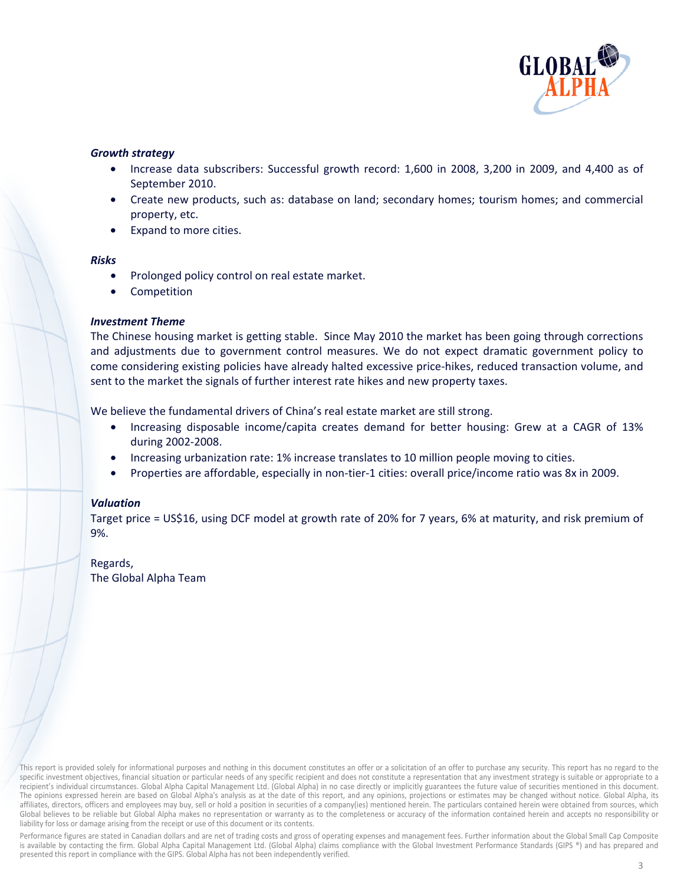***Growth strategy***

- Increase data subscribers: Successful growth record: 1,600 in 2008, 3,200 in 2009, and 4,400 as of September 2010.
- Create new products, such as: database on land; secondary homes; tourism homes; and commercial property, etc.
- Expand to more cities.

***Risks***

- Prolonged policy control on real estate market.
- Competition

***Investment Theme***

The Chinese housing market is getting stable. Since May 2010 the market has been going through corrections and adjustments due to government control measures. We do not expect dramatic government policy to come considering existing policies have already halted excessive price-hikes, reduced transaction volume, and sent to the market the signals of further interest rate hikes and new property taxes.

We believe the fundamental drivers of China's real estate market are still strong.

- Increasing disposable income/capita creates demand for better housing: Grew at a CAGR of 13% during 2002-2008.
- Increasing urbanization rate: 1% increase translates to 10 million people moving to cities.
- Properties are affordable, especially in non-tier-1 cities: overall price/income ratio was 8x in 2009.

***Valuation***

Target price = US$16, using DCF model at growth rate of 20% for 7 years, 6% at maturity, and risk premium of 9%.

Regards,
The Global Alpha Team

This report is provided solely for informational purposes and nothing in this document constitutes an offer or a solicitation of an offer to purchase any security. This report has no regard to the specific investment objectives, financial situation or particular needs of any specific recipient and does not constitute a representation that any investment strategy is suitable or appropriate to a recipient's individual circumstances. Global Alpha Capital Management Ltd. (Global Alpha) in no case directly or implicitly guarantees the future value of securities mentioned in this document. The opinions expressed herein are based on Global Alpha's analysis as at the date of this report, and any opinions, projections or estimates may be changed without notice. Global Alpha, its affiliates, directors, officers and employees may buy, sell or hold a position in securities of a company(ies) mentioned herein. The particulars contained herein were obtained from sources, which Global believes to be reliable but Global Alpha makes no representation or warranty as to the completeness or accuracy of the information contained herein and accepts no responsibility or liability for loss or damage arising from the receipt or use of this document or its contents.

Performance figures are stated in Canadian dollars and are net of trading costs and gross of operating expenses and management fees. Further information about the Global Small Cap Composite is available by contacting the firm. Global Alpha Capital Management Ltd. (Global Alpha) claims compliance with the Global Investment Performance Standards (GIPS ®) and has prepared and presented this report in compliance with the GIPS. Global Alpha has not been independently verified.